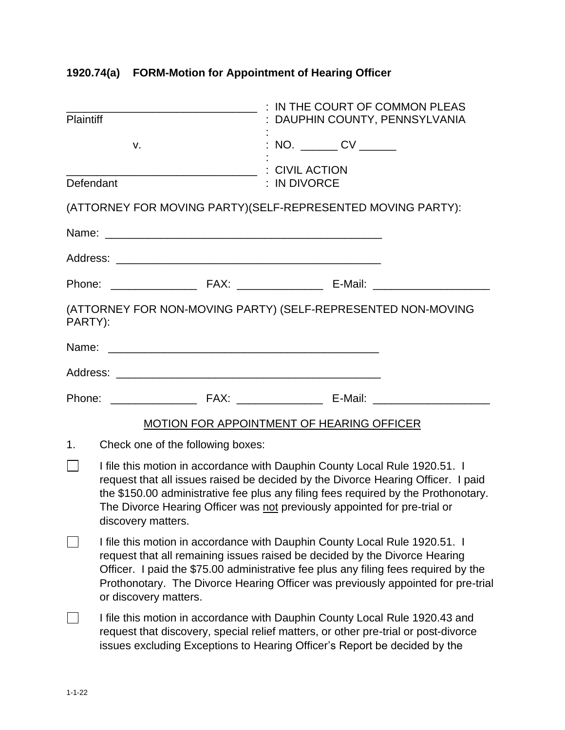**1920.74(a) FORM-Motion for Appointment of Hearing Officer**

| | |
|---|---|
| _______________________________ | : IN THE COURT OF COMMON PLEAS |
| Plaintiff | : DAUPHIN COUNTY, PENNSYLVANIA |
| | : |
| v. | : NO. ______ CV ______ |
| | : |
| _______________________________ | : CIVIL ACTION |
| Defendant | : IN DIVORCE |

(ATTORNEY FOR MOVING PARTY)(SELF-REPRESENTED MOVING PARTY):

Name: ______________________________________________

Address: ____________________________________________

Phone: ______________ FAX: ______________ E-Mail: ___________________

(ATTORNEY FOR NON-MOVING PARTY) (SELF-REPRESENTED NON-MOVING PARTY):

Name: ____________________________________________

Address: ____________________________________________

Phone: ______________ FAX: ______________ E-Mail: ___________________

MOTION FOR APPOINTMENT OF HEARING OFFICER

1. Check one of the following boxes:

☐ I file this motion in accordance with Dauphin County Local Rule 1920.51. I request that all issues raised be decided by the Divorce Hearing Officer. I paid the $150.00 administrative fee plus any filing fees required by the Prothonotary. The Divorce Hearing Officer was not previously appointed for pre-trial or discovery matters.

☐ I file this motion in accordance with Dauphin County Local Rule 1920.51. I request that all remaining issues raised be decided by the Divorce Hearing Officer. I paid the $75.00 administrative fee plus any filing fees required by the Prothonotary. The Divorce Hearing Officer was previously appointed for pre-trial or discovery matters.

☐ I file this motion in accordance with Dauphin County Local Rule 1920.43 and request that discovery, special relief matters, or other pre-trial or post-divorce issues excluding Exceptions to Hearing Officer's Report be decided by the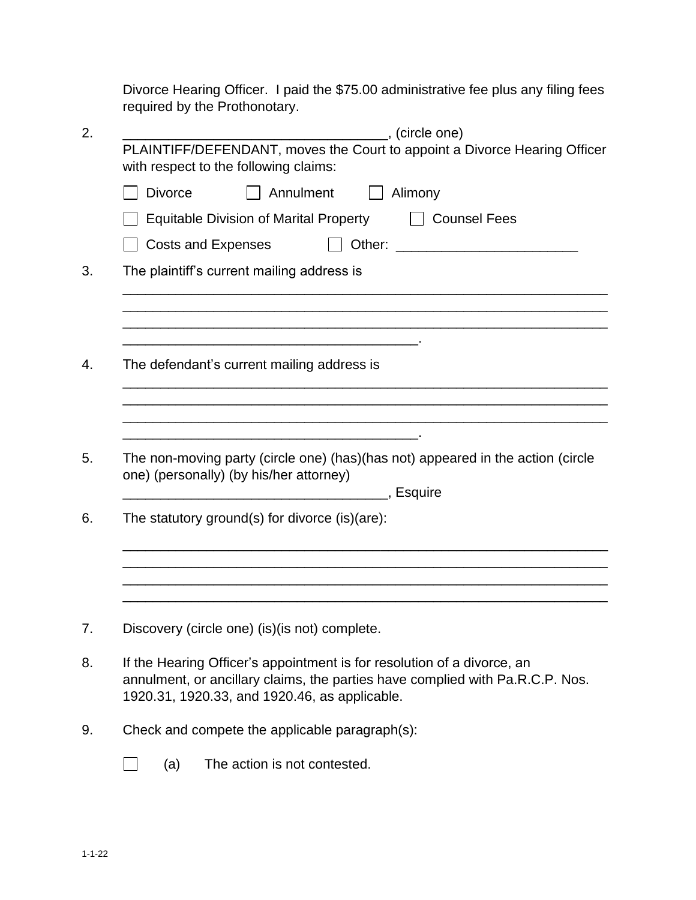Divorce Hearing Officer. I paid the $75.00 administrative fee plus any filing fees required by the Prothonotary.

2. __________________________________, (circle one) PLAINTIFF/DEFENDANT, moves the Court to appoint a Divorce Hearing Officer with respect to the following claims:

   ☐ Divorce ☐ Annulment ☐ Alimony

   ☐ Equitable Division of Marital Property ☐ Counsel Fees

   ☐ Costs and Expenses ☐ Other: _______________________

3. The plaintiff's current mailing address is
   ______________________________________________________________
   ______________________________________________________________
   ______________________________________________________________
   ______________________________________.

4. The defendant's current mailing address is
   ______________________________________________________________
   ______________________________________________________________
   ______________________________________________________________
   ______________________________________.

5. The non-moving party (circle one) (has)(has not) appeared in the action (circle one) (personally) (by his/her attorney)
   __________________________________, Esquire

6. The statutory ground(s) for divorce (is)(are):
   ______________________________________________________________
   ______________________________________________________________
   ______________________________________________________________
   ______________________________________________________________

7. Discovery (circle one) (is)(is not) complete.

8. If the Hearing Officer's appointment is for resolution of a divorce, an annulment, or ancillary claims, the parties have complied with Pa.R.C.P. Nos. 1920.31, 1920.33, and 1920.46, as applicable.

9. Check and compete the applicable paragraph(s):

   ☐ (a) The action is not contested.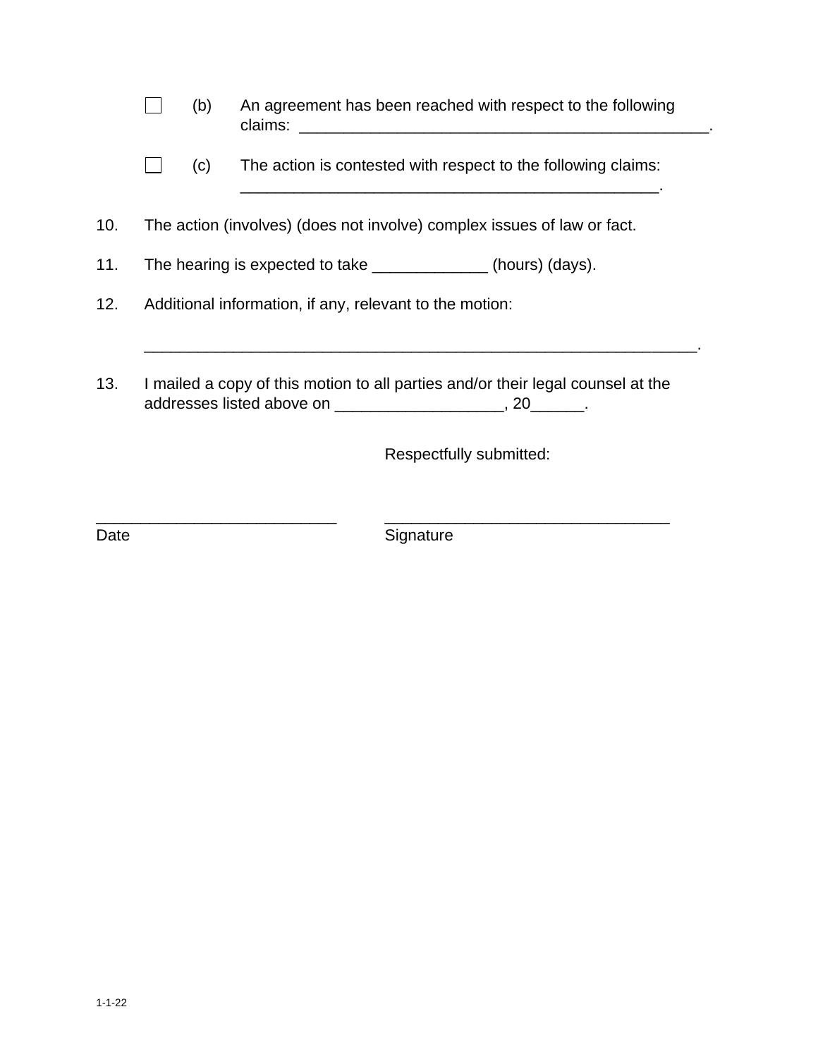- ☐ (b) An agreement has been reached with respect to the following claims: _______________________________________________.

- ☐ (c) The action is contested with respect to the following claims: _______________________________________________.

10. The action (involves) (does not involve) complex issues of law or fact.

11. The hearing is expected to take _____________ (hours) (days).

12. Additional information, if any, relevant to the motion:

    _______________________________________________________________.

13. I mailed a copy of this motion to all parties and/or their legal counsel at the addresses listed above on ___________________, 20______.

Respectfully submitted:

___________________________ &nbsp;&nbsp;&nbsp;&nbsp;&nbsp;&nbsp;&nbsp;&nbsp; ________________________________
Date &nbsp;&nbsp;&nbsp;&nbsp;&nbsp;&nbsp;&nbsp;&nbsp;&nbsp;&nbsp;&nbsp;&nbsp;&nbsp;&nbsp;&nbsp;&nbsp;&nbsp;&nbsp;&nbsp;&nbsp;&nbsp;&nbsp;&nbsp;&nbsp;&nbsp;&nbsp;&nbsp;&nbsp;&nbsp;&nbsp;&nbsp;&nbsp;&nbsp;&nbsp;&nbsp;&nbsp; Signature

1-1-22